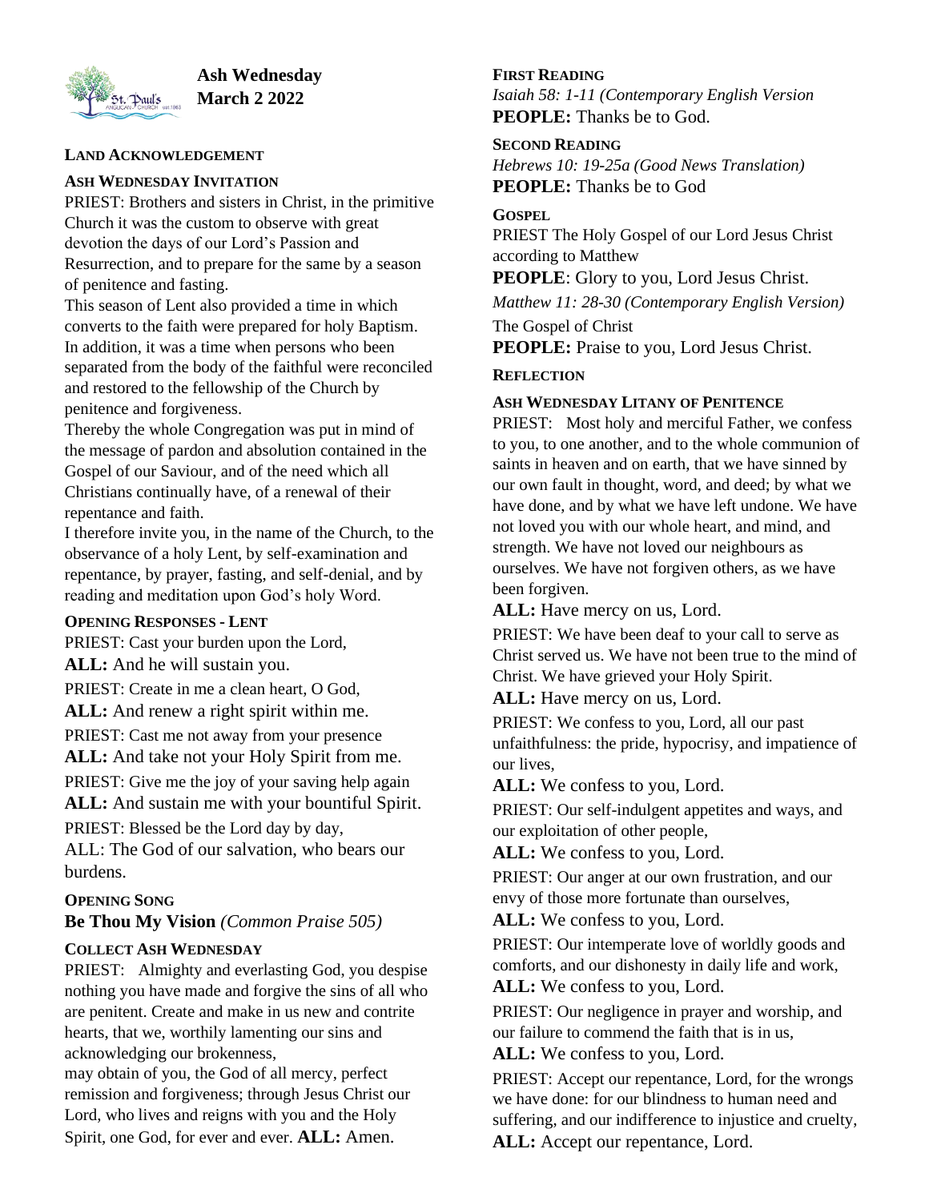**Ash Wednesday**
**March 2 2022**

### LAND ACKNOWLEDGEMENT

### ASH WEDNESDAY INVITATION

PRIEST: Brothers and sisters in Christ, in the primitive Church it was the custom to observe with great devotion the days of our Lord's Passion and Resurrection, and to prepare for the same by a season of penitence and fasting.

This season of Lent also provided a time in which converts to the faith were prepared for holy Baptism. In addition, it was a time when persons who been separated from the body of the faithful were reconciled and restored to the fellowship of the Church by penitence and forgiveness.

Thereby the whole Congregation was put in mind of the message of pardon and absolution contained in the Gospel of our Saviour, and of the need which all Christians continually have, of a renewal of their repentance and faith.

I therefore invite you, in the name of the Church, to the observance of a holy Lent, by self-examination and repentance, by prayer, fasting, and self-denial, and by reading and meditation upon God's holy Word.

### OPENING RESPONSES - LENT

PRIEST: Cast your burden upon the Lord,
**ALL:** And he will sustain you.

PRIEST: Create in me a clean heart, O God,
**ALL:** And renew a right spirit within me.

PRIEST: Cast me not away from your presence
**ALL:** And take not your Holy Spirit from me.

PRIEST: Give me the joy of your saving help again
**ALL:** And sustain me with your bountiful Spirit.

PRIEST: Blessed be the Lord day by day,
ALL: The God of our salvation, who bears our burdens.

### OPENING SONG

**Be Thou My Vision** *(Common Praise 505)*

### COLLECT ASH WEDNESDAY

PRIEST: Almighty and everlasting God, you despise nothing you have made and forgive the sins of all who are penitent. Create and make in us new and contrite hearts, that we, worthily lamenting our sins and acknowledging our brokenness,
may obtain of you, the God of all mercy, perfect remission and forgiveness; through Jesus Christ our Lord, who lives and reigns with you and the Holy Spirit, one God, for ever and ever. **ALL:** Amen.

### FIRST READING

*Isaiah 58: 1-11 (Contemporary English Version*
**PEOPLE:** Thanks be to God.

### SECOND READING

*Hebrews 10: 19-25a (Good News Translation)*
**PEOPLE:** Thanks be to God

### GOSPEL

PRIEST The Holy Gospel of our Lord Jesus Christ according to Matthew
**PEOPLE**: Glory to you, Lord Jesus Christ.
*Matthew 11: 28-30 (Contemporary English Version)*
The Gospel of Christ
**PEOPLE:** Praise to you, Lord Jesus Christ.

### REFLECTION

### ASH WEDNESDAY LITANY OF PENITENCE

PRIEST: Most holy and merciful Father, we confess to you, to one another, and to the whole communion of saints in heaven and on earth, that we have sinned by our own fault in thought, word, and deed; by what we have done, and by what we have left undone. We have not loved you with our whole heart, and mind, and strength. We have not loved our neighbours as ourselves. We have not forgiven others, as we have been forgiven.
**ALL:** Have mercy on us, Lord.

PRIEST: We have been deaf to your call to serve as Christ served us. We have not been true to the mind of Christ. We have grieved your Holy Spirit.
**ALL:** Have mercy on us, Lord.

PRIEST: We confess to you, Lord, all our past unfaithfulness: the pride, hypocrisy, and impatience of our lives,
**ALL:** We confess to you, Lord.

PRIEST: Our self-indulgent appetites and ways, and our exploitation of other people,
**ALL:** We confess to you, Lord.

PRIEST: Our anger at our own frustration, and our envy of those more fortunate than ourselves,
**ALL:** We confess to you, Lord.

PRIEST: Our intemperate love of worldly goods and comforts, and our dishonesty in daily life and work,
**ALL:** We confess to you, Lord.

PRIEST: Our negligence in prayer and worship, and our failure to commend the faith that is in us,
**ALL:** We confess to you, Lord.

PRIEST: Accept our repentance, Lord, for the wrongs we have done: for our blindness to human need and suffering, and our indifference to injustice and cruelty,
**ALL:** Accept our repentance, Lord.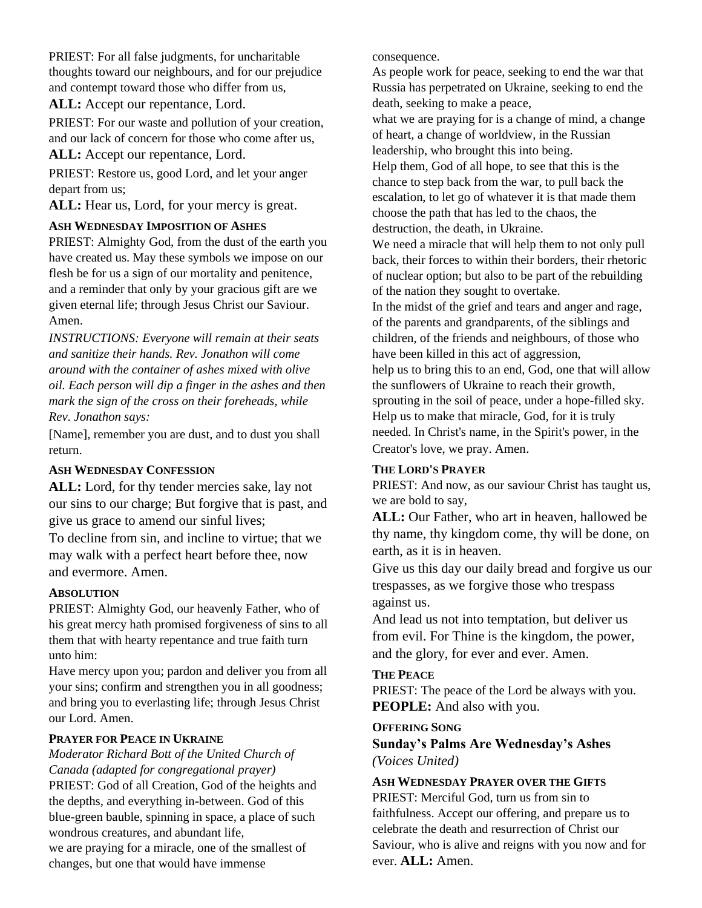PRIEST: For all false judgments, for uncharitable thoughts toward our neighbours, and for our prejudice and contempt toward those who differ from us,

**ALL:** Accept our repentance, Lord.

PRIEST: For our waste and pollution of your creation, and our lack of concern for those who come after us,

**ALL:** Accept our repentance, Lord.

PRIEST: Restore us, good Lord, and let your anger depart from us;

**ALL:** Hear us, Lord, for your mercy is great.

#### ASH WEDNESDAY IMPOSITION OF ASHES

PRIEST: Almighty God, from the dust of the earth you have created us. May these symbols we impose on our flesh be for us a sign of our mortality and penitence, and a reminder that only by your gracious gift are we given eternal life; through Jesus Christ our Saviour. Amen.

*INSTRUCTIONS: Everyone will remain at their seats and sanitize their hands. Rev. Jonathon will come around with the container of ashes mixed with olive oil. Each person will dip a finger in the ashes and then mark the sign of the cross on their foreheads, while Rev. Jonathon says:*

[Name], remember you are dust, and to dust you shall return.

#### ASH WEDNESDAY CONFESSION

**ALL:** Lord, for thy tender mercies sake, lay not our sins to our charge; But forgive that is past, and give us grace to amend our sinful lives;
To decline from sin, and incline to virtue; that we may walk with a perfect heart before thee, now and evermore. Amen.

#### ABSOLUTION

PRIEST: Almighty God, our heavenly Father, who of his great mercy hath promised forgiveness of sins to all them that with hearty repentance and true faith turn unto him:
Have mercy upon you; pardon and deliver you from all your sins; confirm and strengthen you in all goodness; and bring you to everlasting life; through Jesus Christ our Lord. Amen.

#### PRAYER FOR PEACE IN UKRAINE

*Moderator Richard Bott of the United Church of Canada (adapted for congregational prayer)*

PRIEST: God of all Creation, God of the heights and the depths, and everything in-between. God of this blue-green bauble, spinning in space, a place of such wondrous creatures, and abundant life,
we are praying for a miracle, one of the smallest of changes, but one that would have immense consequence.
As people work for peace, seeking to end the war that Russia has perpetrated on Ukraine, seeking to end the death, seeking to make a peace,
what we are praying for is a change of mind, a change of heart, a change of worldview, in the Russian leadership, who brought this into being.
Help them, God of all hope, to see that this is the chance to step back from the war, to pull back the escalation, to let go of whatever it is that made them choose the path that has led to the chaos, the destruction, the death, in Ukraine.
We need a miracle that will help them to not only pull back, their forces to within their borders, their rhetoric of nuclear option; but also to be part of the rebuilding of the nation they sought to overtake.
In the midst of the grief and tears and anger and rage, of the parents and grandparents, of the siblings and children, of the friends and neighbours, of those who have been killed in this act of aggression,
help us to bring this to an end, God, one that will allow the sunflowers of Ukraine to reach their growth, sprouting in the soil of peace, under a hope-filled sky.
Help us to make that miracle, God, for it is truly needed. In Christ's name, in the Spirit's power, in the Creator's love, we pray. Amen.

#### THE LORD'S PRAYER

PRIEST: And now, as our saviour Christ has taught us, we are bold to say,

**ALL:** Our Father, who art in heaven, hallowed be thy name, thy kingdom come, thy will be done, on earth, as it is in heaven.
Give us this day our daily bread and forgive us our trespasses, as we forgive those who trespass against us.
And lead us not into temptation, but deliver us from evil. For Thine is the kingdom, the power, and the glory, for ever and ever. Amen.

#### THE PEACE

PRIEST: The peace of the Lord be always with you.

**PEOPLE:** And also with you.

#### OFFERING SONG

**Sunday's Palms Are Wednesday's Ashes**
*(Voices United)*

#### ASH WEDNESDAY PRAYER OVER THE GIFTS

PRIEST: Merciful God, turn us from sin to faithfulness. Accept our offering, and prepare us to celebrate the death and resurrection of Christ our Saviour, who is alive and reigns with you now and for ever. **ALL:** Amen.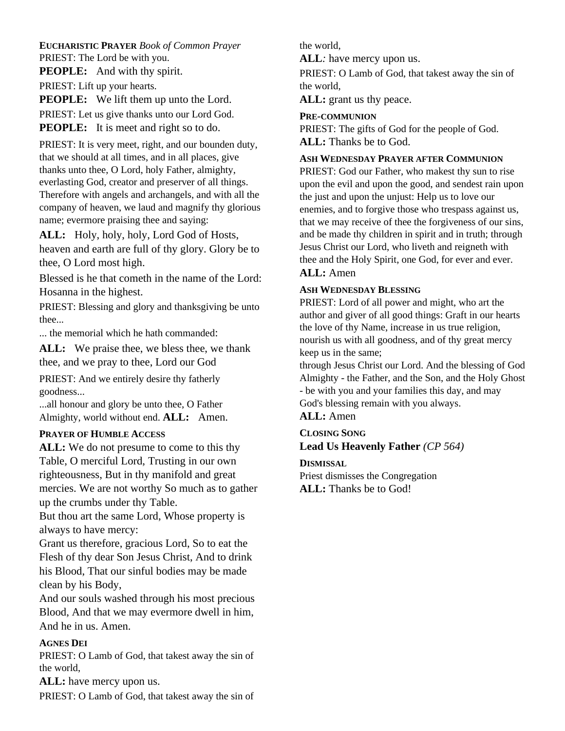**EUCHARISTIC PRAYER** *Book of Common Prayer*

PRIEST: The Lord be with you.

**PEOPLE:** And with thy spirit.

PRIEST: Lift up your hearts.

**PEOPLE:** We lift them up unto the Lord.

PRIEST: Let us give thanks unto our Lord God.

**PEOPLE:** It is meet and right so to do.

PRIEST: It is very meet, right, and our bounden duty, that we should at all times, and in all places, give thanks unto thee, O Lord, holy Father, almighty, everlasting God, creator and preserver of all things. Therefore with angels and archangels, and with all the company of heaven, we laud and magnify thy glorious name; evermore praising thee and saying:

**ALL:** Holy, holy, holy, Lord God of Hosts, heaven and earth are full of thy glory. Glory be to thee, O Lord most high.

Blessed is he that cometh in the name of the Lord: Hosanna in the highest.

PRIEST: Blessing and glory and thanksgiving be unto thee...

... the memorial which he hath commanded:

**ALL:** We praise thee, we bless thee, we thank thee, and we pray to thee, Lord our God

PRIEST: And we entirely desire thy fatherly goodness...

...all honour and glory be unto thee, O Father Almighty, world without end. **ALL:** Amen.

**PRAYER OF HUMBLE ACCESS**

**ALL:** We do not presume to come to this thy Table, O merciful Lord, Trusting in our own righteousness, But in thy manifold and great mercies. We are not worthy So much as to gather up the crumbs under thy Table.
But thou art the same Lord, Whose property is always to have mercy:
Grant us therefore, gracious Lord, So to eat the Flesh of thy dear Son Jesus Christ, And to drink his Blood, That our sinful bodies may be made clean by his Body,
And our souls washed through his most precious Blood, And that we may evermore dwell in him, And he in us. Amen.

**AGNES DEI**

PRIEST: O Lamb of God, that takest away the sin of the world,

**ALL:** have mercy upon us.

PRIEST: O Lamb of God, that takest away the sin of the world,

**ALL***:* have mercy upon us.

PRIEST: O Lamb of God, that takest away the sin of the world,

**ALL:** grant us thy peace.

**PRE-COMMUNION**

PRIEST: The gifts of God for the people of God.

**ALL:** Thanks be to God.

**ASH WEDNESDAY PRAYER AFTER COMMUNION**

PRIEST: God our Father, who makest thy sun to rise upon the evil and upon the good, and sendest rain upon the just and upon the unjust: Help us to love our enemies, and to forgive those who trespass against us, that we may receive of thee the forgiveness of our sins, and be made thy children in spirit and in truth; through Jesus Christ our Lord, who liveth and reigneth with thee and the Holy Spirit, one God, for ever and ever.

**ALL:** Amen

**ASH WEDNESDAY BLESSING**

PRIEST: Lord of all power and might, who art the author and giver of all good things: Graft in our hearts the love of thy Name, increase in us true religion, nourish us with all goodness, and of thy great mercy keep us in the same;
through Jesus Christ our Lord. And the blessing of God Almighty - the Father, and the Son, and the Holy Ghost - be with you and your families this day, and may God's blessing remain with you always.

**ALL:** Amen

**CLOSING SONG**

**Lead Us Heavenly Father** *(CP 564)*

**DISMISSAL**

Priest dismisses the Congregation

**ALL:** Thanks be to God!